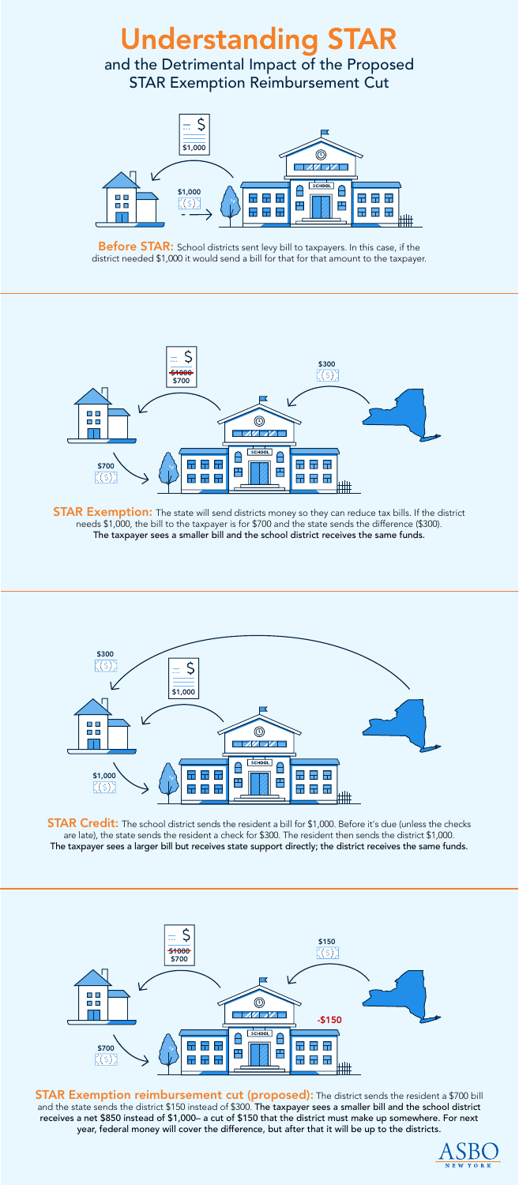# Understanding STAR

## and the Detrimental Impact of the Proposed STAR Exemption Reimbursement Cut

**Before STAR:** School districts sent levy bill to taxpayers. In this case, if the district needed $1,000 it would send a bill for that for that amount to the taxpayer.

**STAR Exemption:** The state will send districts money so they can reduce tax bills. If the district needs $1,000, the bill to the taxpayer is for $700 and the state sends the difference ($300). **The taxpayer sees a smaller bill and the school district receives the same funds.**

**STAR Credit:** The school district sends the resident a bill for $1,000. Before it's due (unless the checks are late), the state sends the resident a check for $300. The resident then sends the district $1,000. **The taxpayer sees a larger bill but receives state support directly; the district receives the same funds.**

**STAR Exemption reimbursement cut (proposed):** The district sends the resident a $700 bill and the state sends the district $150 instead of $300. **The taxpayer sees a smaller bill and the school district receives a net $850 instead of $1,000– a cut of $150 that the district must make up somewhere. For next year, federal money will cover the difference, but after that it will be up to the districts.**

ASBO NEW YORK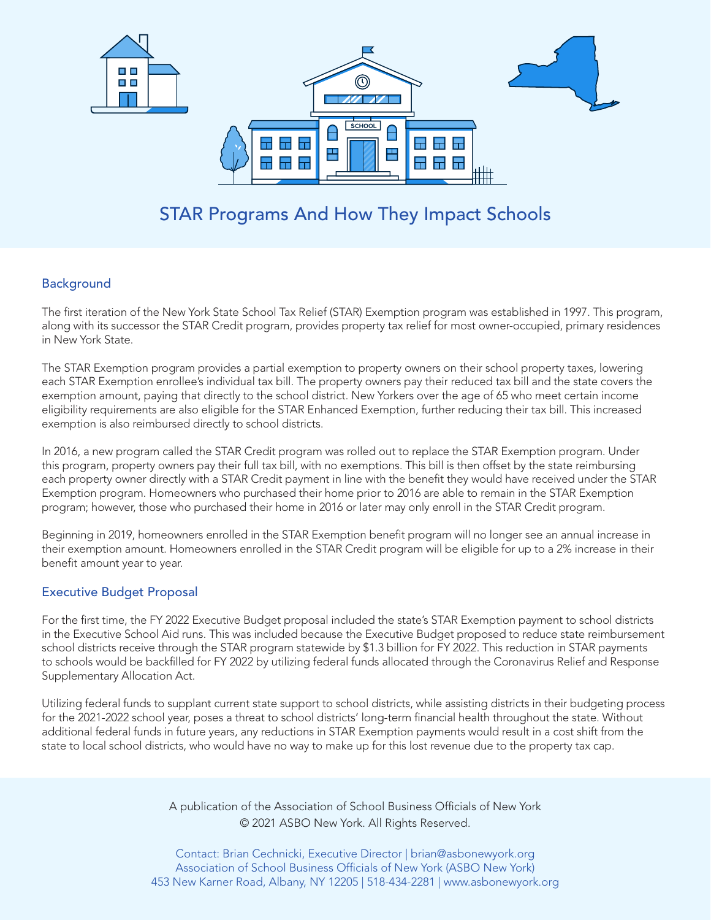# STAR Programs And How They Impact Schools

## Background

The first iteration of the New York State School Tax Relief (STAR) Exemption program was established in 1997. This program, along with its successor the STAR Credit program, provides property tax relief for most owner-occupied, primary residences in New York State.

The STAR Exemption program provides a partial exemption to property owners on their school property taxes, lowering each STAR Exemption enrollee's individual tax bill. The property owners pay their reduced tax bill and the state covers the exemption amount, paying that directly to the school district. New Yorkers over the age of 65 who meet certain income eligibility requirements are also eligible for the STAR Enhanced Exemption, further reducing their tax bill. This increased exemption is also reimbursed directly to school districts.

In 2016, a new program called the STAR Credit program was rolled out to replace the STAR Exemption program. Under this program, property owners pay their full tax bill, with no exemptions. This bill is then offset by the state reimbursing each property owner directly with a STAR Credit payment in line with the benefit they would have received under the STAR Exemption program. Homeowners who purchased their home prior to 2016 are able to remain in the STAR Exemption program; however, those who purchased their home in 2016 or later may only enroll in the STAR Credit program.

Beginning in 2019, homeowners enrolled in the STAR Exemption benefit program will no longer see an annual increase in their exemption amount. Homeowners enrolled in the STAR Credit program will be eligible for up to a 2% increase in their benefit amount year to year.

## Executive Budget Proposal

For the first time, the FY 2022 Executive Budget proposal included the state's STAR Exemption payment to school districts in the Executive School Aid runs. This was included because the Executive Budget proposed to reduce state reimbursement school districts receive through the STAR program statewide by $1.3 billion for FY 2022. This reduction in STAR payments to schools would be backfilled for FY 2022 by utilizing federal funds allocated through the Coronavirus Relief and Response Supplementary Allocation Act.

Utilizing federal funds to supplant current state support to school districts, while assisting districts in their budgeting process for the 2021-2022 school year, poses a threat to school districts' long-term financial health throughout the state. Without additional federal funds in future years, any reductions in STAR Exemption payments would result in a cost shift from the state to local school districts, who would have no way to make up for this lost revenue due to the property tax cap.

A publication of the Association of School Business Officials of New York
© 2021 ASBO New York. All Rights Reserved.

Contact: Brian Cechnicki, Executive Director | brian@asbonewyork.org
Association of School Business Officials of New York (ASBO New York)
453 New Karner Road, Albany, NY 12205 | 518-434-2281 | www.asbonewyork.org